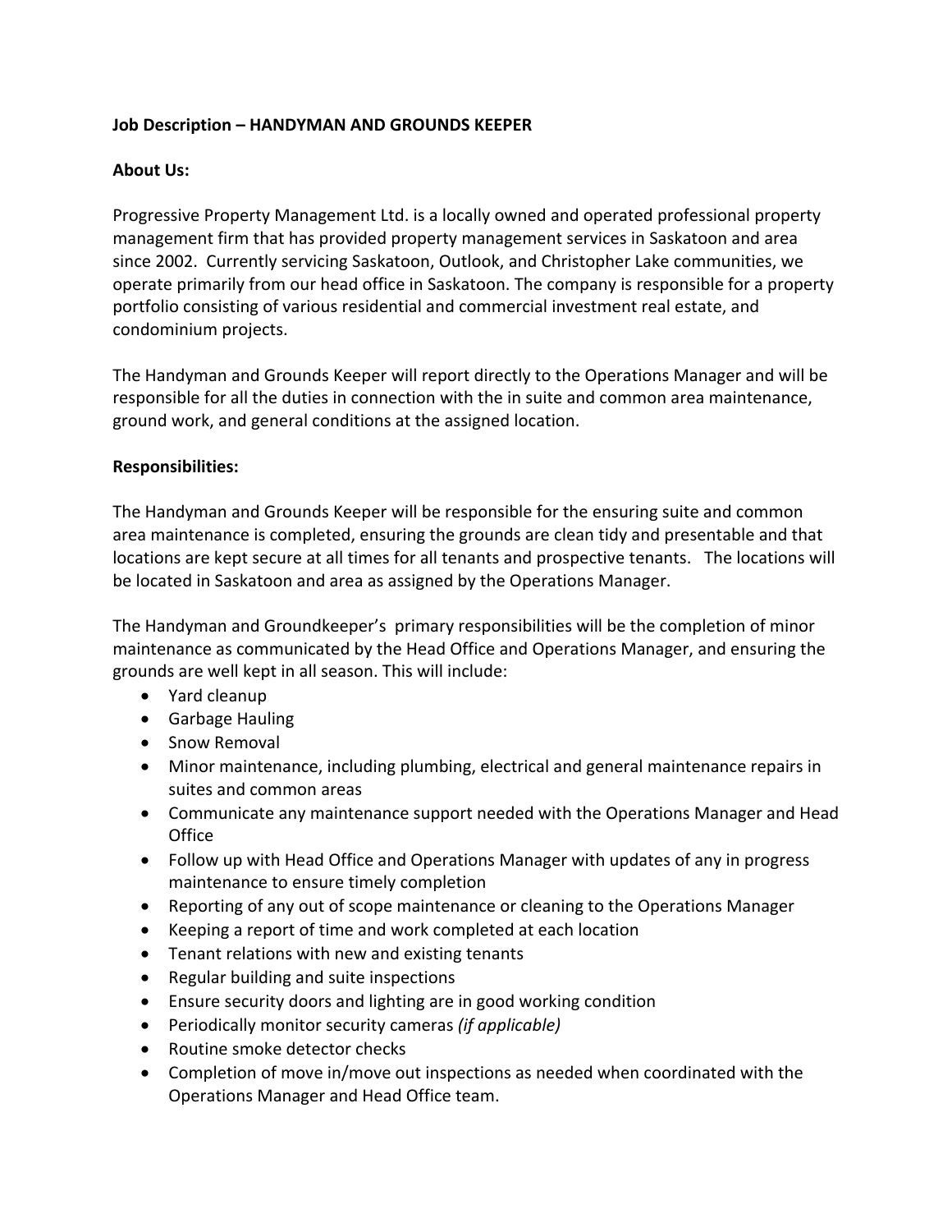**Job Description – HANDYMAN AND GROUNDS KEEPER**

**About Us:**

Progressive Property Management Ltd. is a locally owned and operated professional property management firm that has provided property management services in Saskatoon and area since 2002. Currently servicing Saskatoon, Outlook, and Christopher Lake communities, we operate primarily from our head office in Saskatoon. The company is responsible for a property portfolio consisting of various residential and commercial investment real estate, and condominium projects.

The Handyman and Grounds Keeper will report directly to the Operations Manager and will be responsible for all the duties in connection with the in suite and common area maintenance, ground work, and general conditions at the assigned location.

**Responsibilities:**

The Handyman and Grounds Keeper will be responsible for the ensuring suite and common area maintenance is completed, ensuring the grounds are clean tidy and presentable and that locations are kept secure at all times for all tenants and prospective tenants. The locations will be located in Saskatoon and area as assigned by the Operations Manager.

The Handyman and Groundkeeper's primary responsibilities will be the completion of minor maintenance as communicated by the Head Office and Operations Manager, and ensuring the grounds are well kept in all season. This will include:

- Yard cleanup
- Garbage Hauling
- Snow Removal
- Minor maintenance, including plumbing, electrical and general maintenance repairs in suites and common areas
- Communicate any maintenance support needed with the Operations Manager and Head Office
- Follow up with Head Office and Operations Manager with updates of any in progress maintenance to ensure timely completion
- Reporting of any out of scope maintenance or cleaning to the Operations Manager
- Keeping a report of time and work completed at each location
- Tenant relations with new and existing tenants
- Regular building and suite inspections
- Ensure security doors and lighting are in good working condition
- Periodically monitor security cameras *(if applicable)*
- Routine smoke detector checks
- Completion of move in/move out inspections as needed when coordinated with the Operations Manager and Head Office team.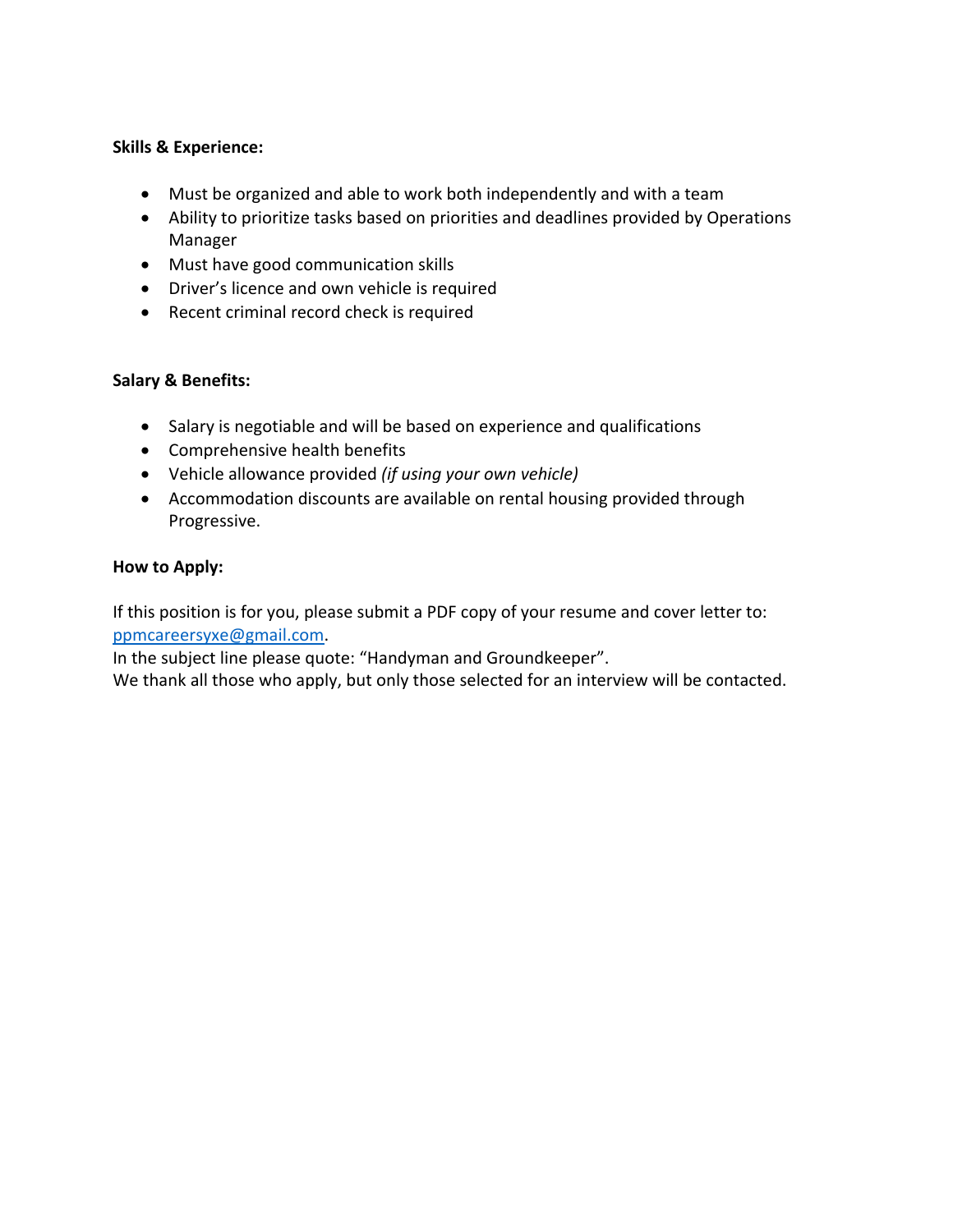**Skills & Experience:**

- Must be organized and able to work both independently and with a team
- Ability to prioritize tasks based on priorities and deadlines provided by Operations Manager
- Must have good communication skills
- Driver's licence and own vehicle is required
- Recent criminal record check is required

**Salary & Benefits:**

- Salary is negotiable and will be based on experience and qualifications
- Comprehensive health benefits
- Vehicle allowance provided *(if using your own vehicle)*
- Accommodation discounts are available on rental housing provided through Progressive.

**How to Apply:**

If this position is for you, please submit a PDF copy of your resume and cover letter to: ppmcareersyxe@gmail.com.
In the subject line please quote: "Handyman and Groundkeeper".
We thank all those who apply, but only those selected for an interview will be contacted.